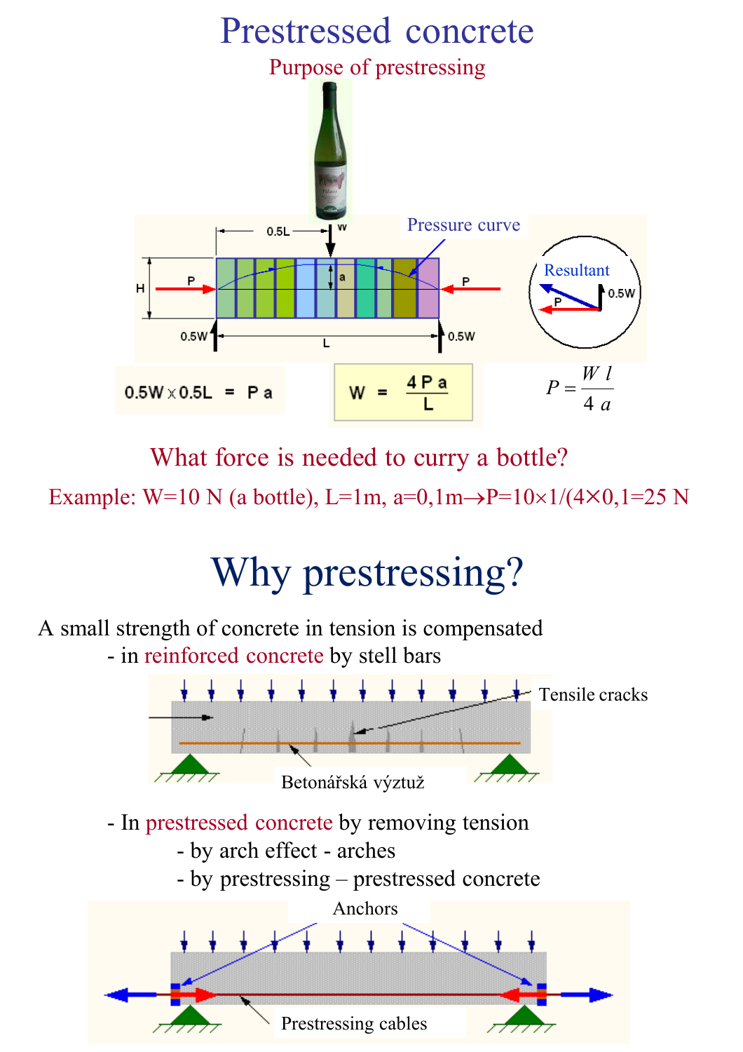# Prestressed concrete

## Purpose of prestressing

0.5L

W

Pressure curve

H

a

P

P

Resultant

0.5W

P

0.5W

L

0.5W

$$0.5W \times 0.5L = P\,a$$

$$W = \frac{4\,P\,a}{L}$$

$$P = \frac{W\,l}{4\,a}$$

What force is needed to curry a bottle?

Example: W=10 N (a bottle), L=1m, a=0,1m→P=10×1/(4×0,1=25 N

# Why prestressing?

A small strength of concrete in tension is compensated

- in reinforced concrete by stell bars

Tensile cracks

Betonářská výztuž

- In prestressed concrete by removing tension
  - by arch effect - arches
  - by prestressing – prestressed concrete

Anchors

Prestressing cables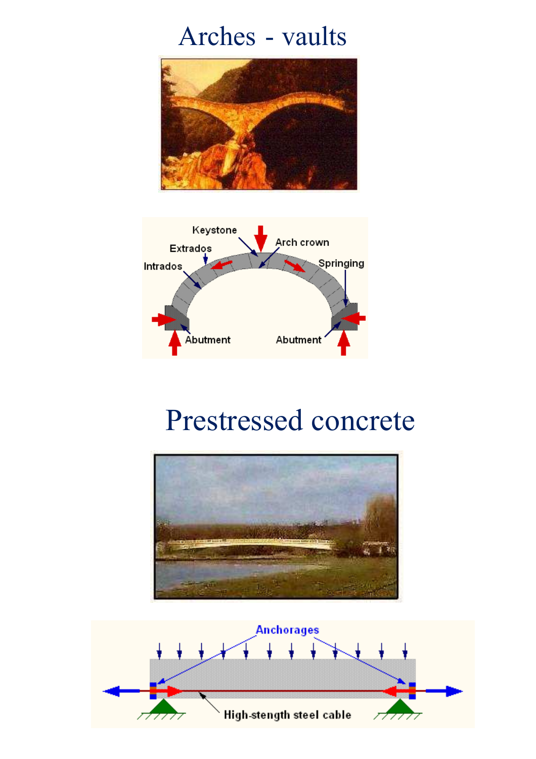# Arches - vaults

# Prestressed concrete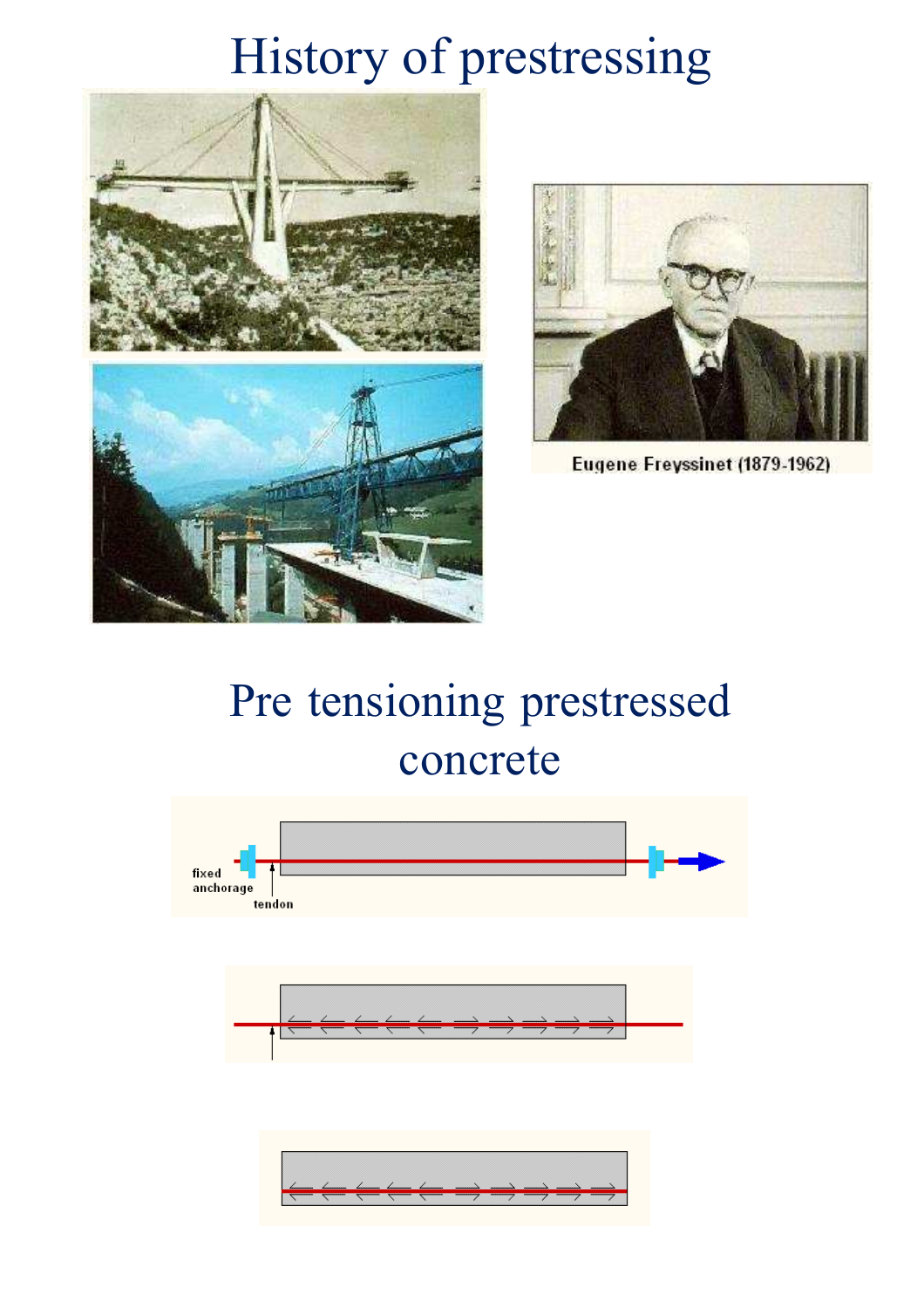# History of prestressing

Eugene Freyssinet (1879-1962)

# Pre tensioning prestressed concrete

fixed anchorage

tendon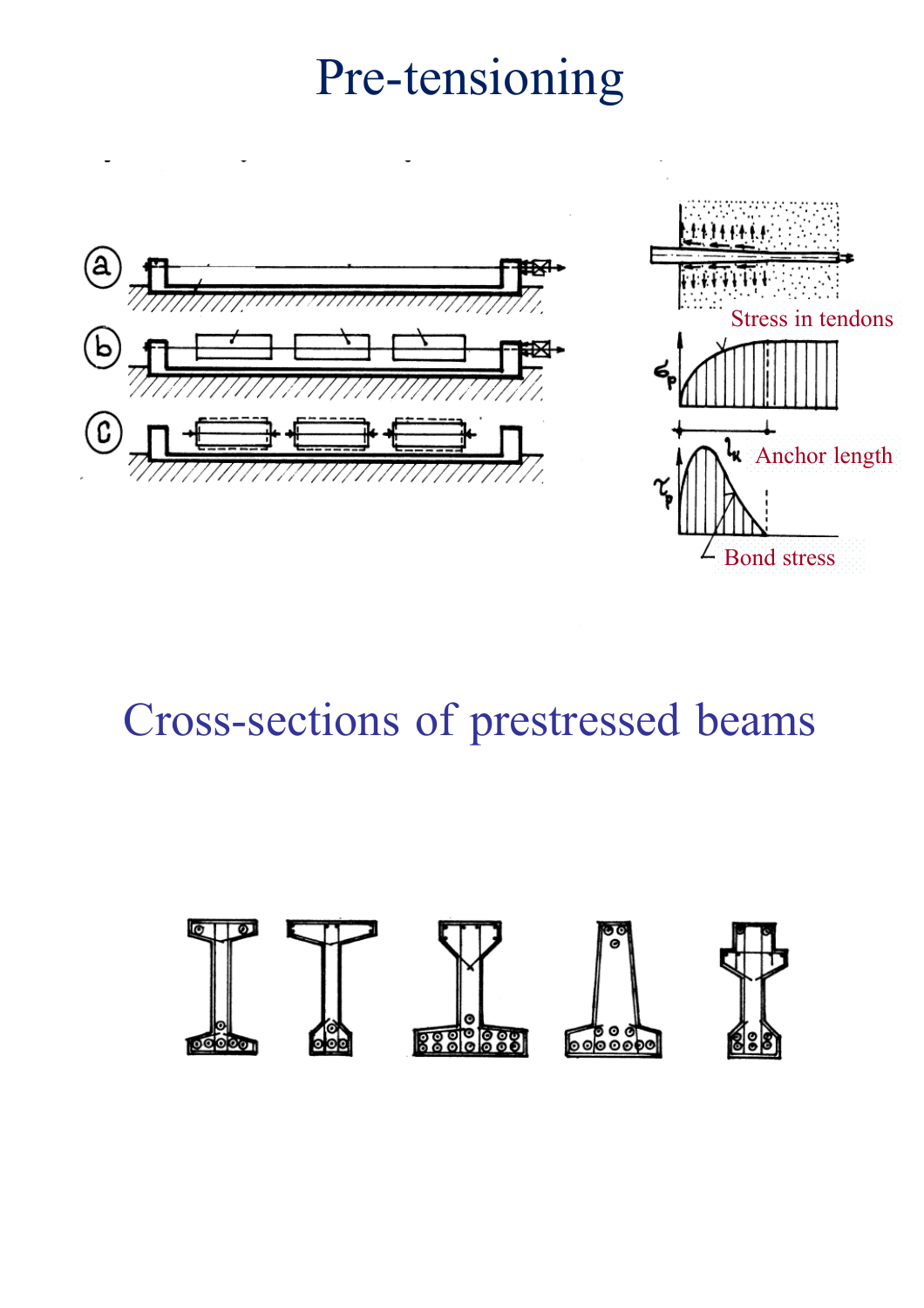# Pre-tensioning

Stress in tendons

Anchor length

Bond stress

# Cross-sections of prestressed beams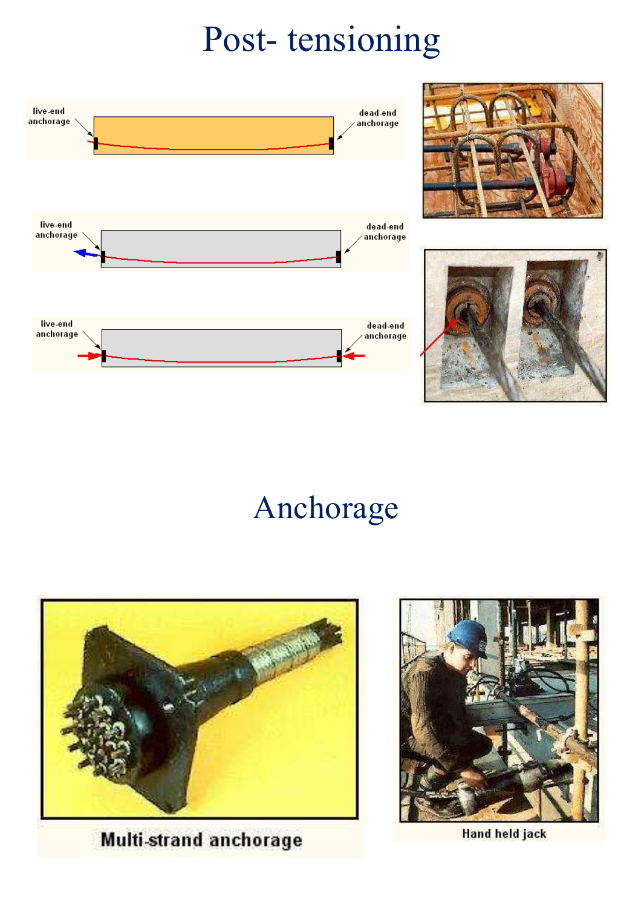# Post- tensioning

live-end anchorage

dead-end anchorage

live-end anchorage

dead-end anchorage

live-end anchorage

dead-end anchorage

# Anchorage

Multi-strand anchorage

Hand held jack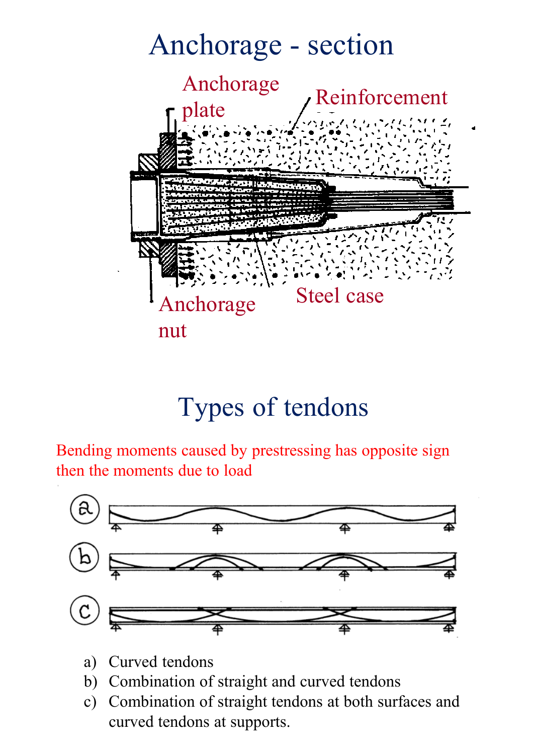# Anchorage - section

Anchorage plate

Reinforcement

Anchorage nut

Steel case

# Types of tendons

Bending moments caused by prestressing has opposite sign then the moments due to load

a) Curved tendons
b) Combination of straight and curved tendons
c) Combination of straight tendons at both surfaces and curved tendons at supports.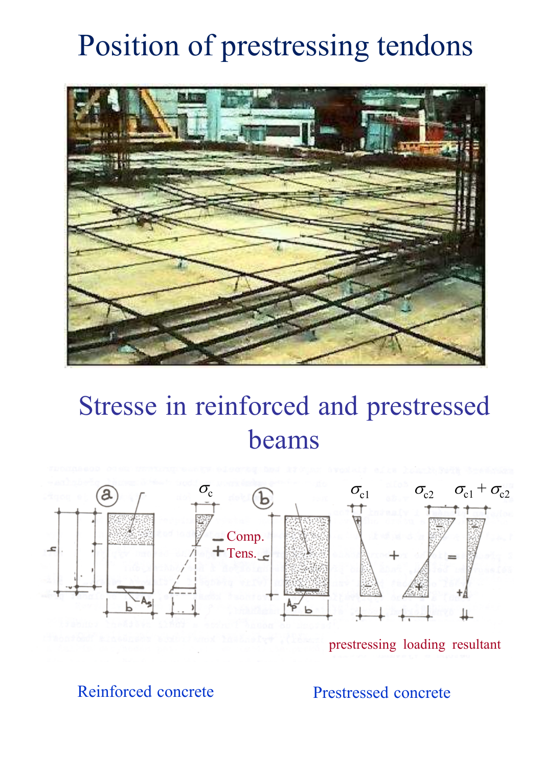# Position of prestressing tendons

## Stresse in reinforced and prestressed beams

$\sigma_c$

− Comp.
+ Tens.

$\sigma_{c1}$ + $\sigma_{c2}$ = $\sigma_{c1} + \sigma_{c2}$

prestressing loading resultant

Reinforced concrete

Prestressed concrete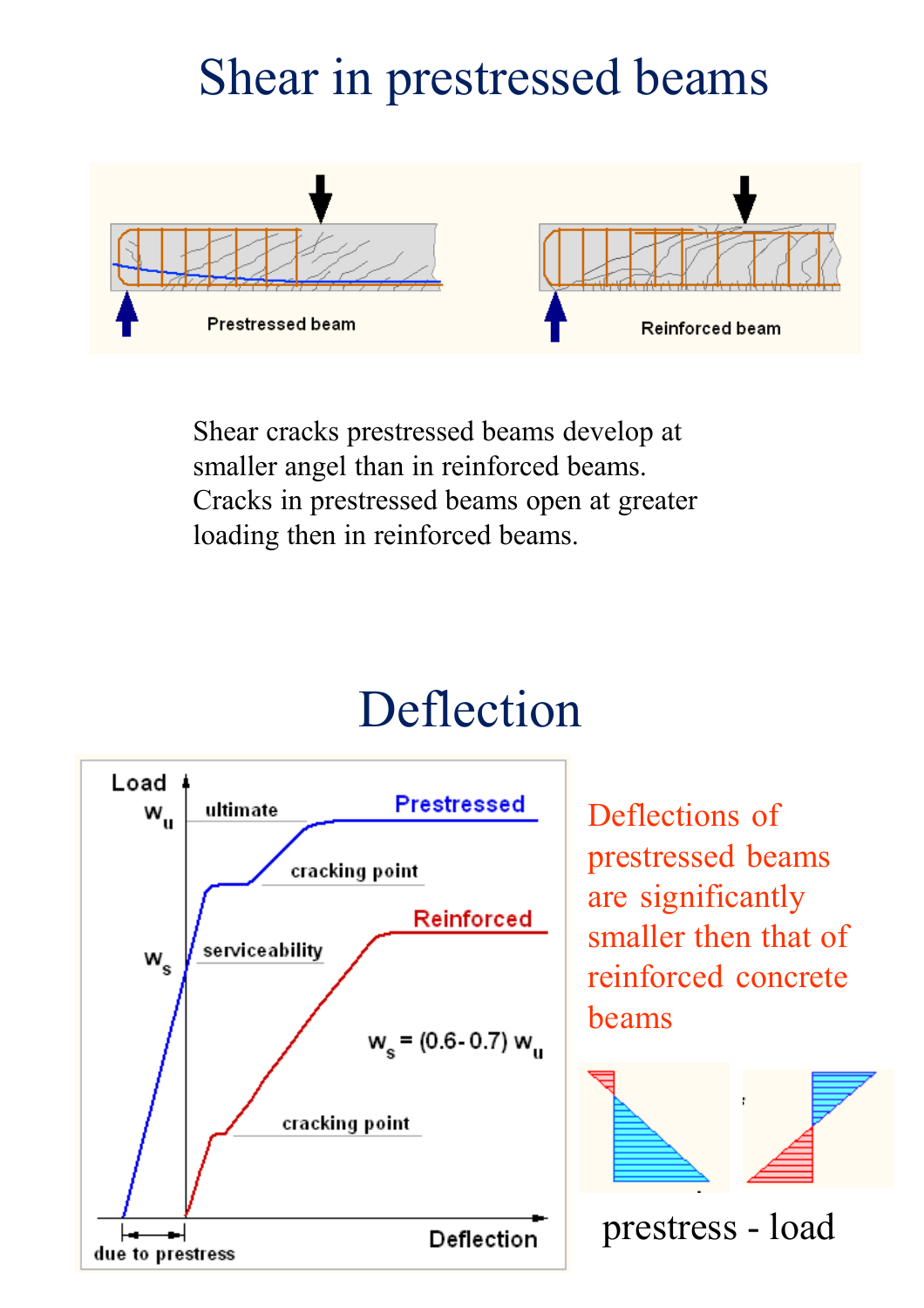# Shear in prestressed beams

Shear cracks prestressed beams develop at smaller angel than in reinforced beams. Cracks in prestressed beams open at greater loading then in reinforced beams.

# Deflection

Deflections of prestressed beams are significantly smaller then that of reinforced concrete beams

$w_s = (0.6\text{-}0.7)\, w_u$

prestress - load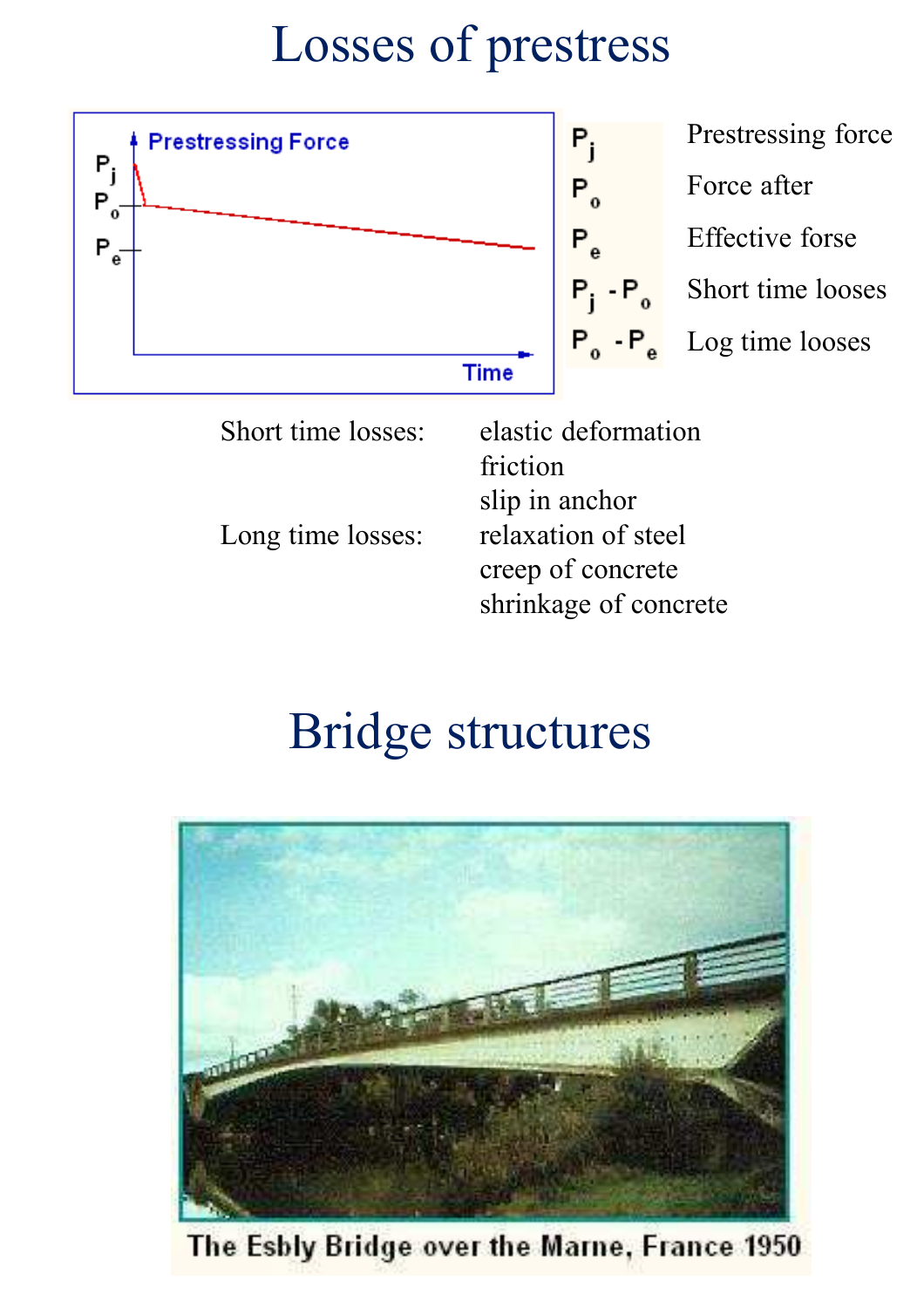# Losses of prestress

| | |
|---|---|
| $P_j$ | Prestressing force |
| $P_o$ | Force after |
| $P_e$ | Effective forse |
| $P_j - P_o$ | Short time looses |
| $P_o - P_e$ | Log time looses |

Short time losses: elastic deformation
friction
slip in anchor

Long time losses: relaxation of steel
creep of concrete
shrinkage of concrete

# Bridge structures

The Esbly Bridge over the Marne, France 1950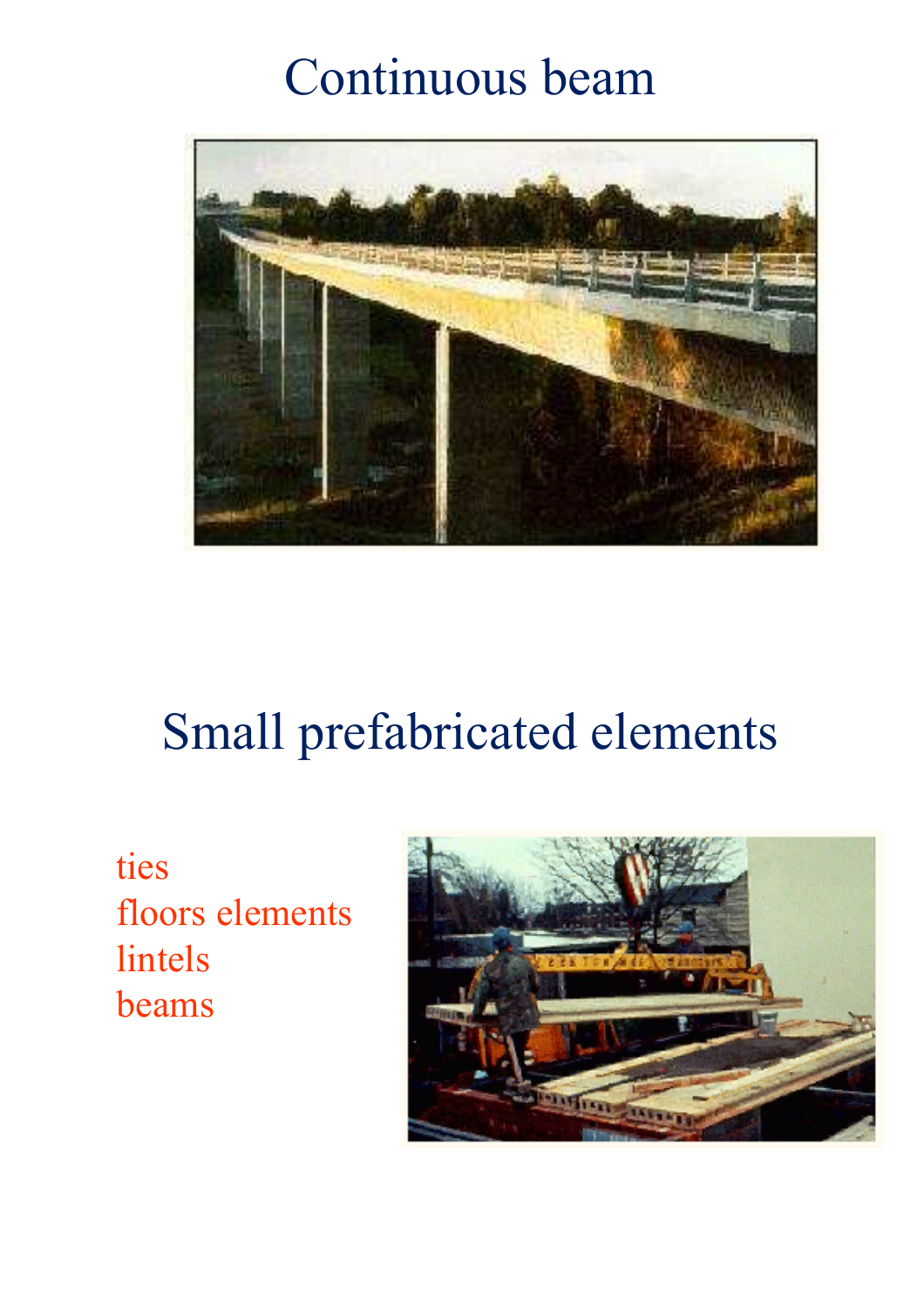# Continuous beam

# Small prefabricated elements

- ties
- floors elements
- lintels
- beams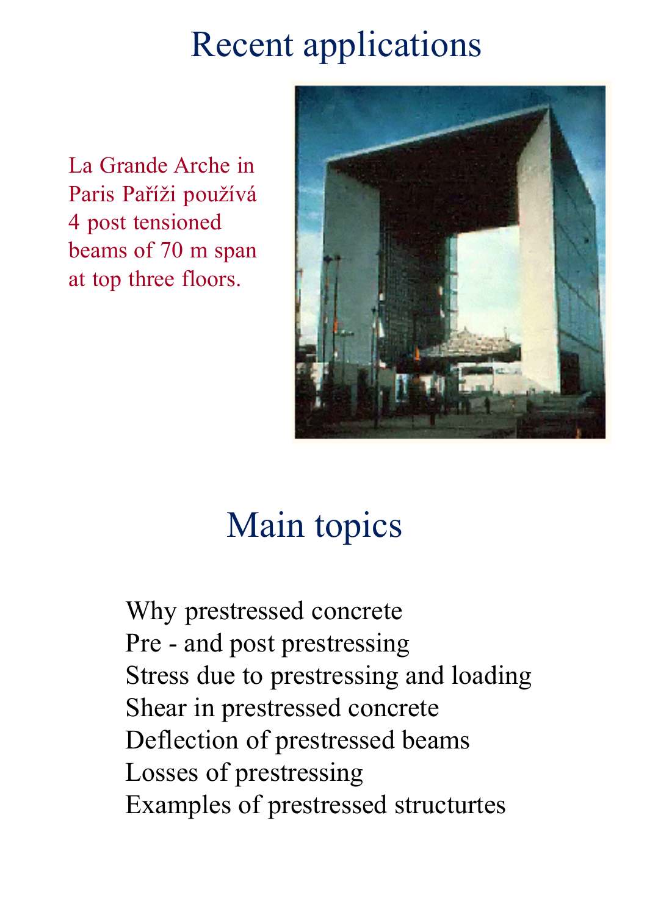# Recent applications

La Grande Arche in Paris Paříži používá 4 post tensioned beams of 70 m span at top three floors.

# Main topics

Why prestressed concrete
Pre - and post prestressing
Stress due to prestressing and loading
Shear in prestressed concrete
Deflection of prestressed beams
Losses of prestressing
Examples of prestressed structurtes